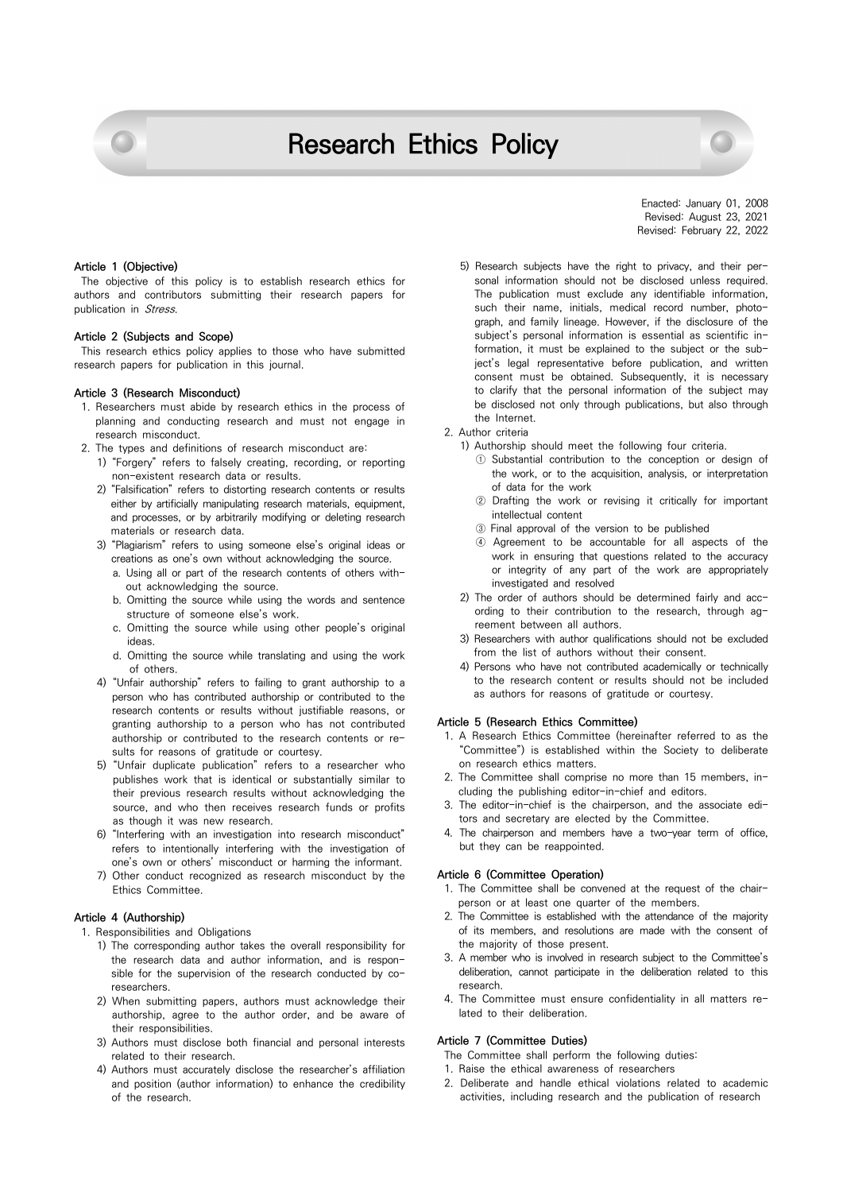# Research Ethics Policy

Enacted: January 01, 2008
Revised: August 23, 2021
Revised: February 22, 2022

## Article 1 (Objective)

The objective of this policy is to establish research ethics for authors and contributors submitting their research papers for publication in *Stress*.

## Article 2 (Subjects and Scope)

This research ethics policy applies to those who have submitted research papers for publication in this journal.

## Article 3 (Research Misconduct)

1. Researchers must abide by research ethics in the process of planning and conducting research and must not engage in research misconduct.
2. The types and definitions of research misconduct are:
   1) "Forgery" refers to falsely creating, recording, or reporting non-existent research data or results.
   2) "Falsification" refers to distorting research contents or results either by artificially manipulating research materials, equipment, and processes, or by arbitrarily modifying or deleting research materials or research data.
   3) "Plagiarism" refers to using someone else's original ideas or creations as one's own without acknowledging the source.
      a. Using all or part of the research contents of others without acknowledging the source.
      b. Omitting the source while using the words and sentence structure of someone else's work.
      c. Omitting the source while using other people's original ideas.
      d. Omitting the source while translating and using the work of others.
   4) "Unfair authorship" refers to failing to grant authorship to a person who has contributed authorship or contributed to the research contents or results without justifiable reasons, or granting authorship to a person who has not contributed authorship or contributed to the research contents or results for reasons of gratitude or courtesy.
   5) "Unfair duplicate publication" refers to a researcher who publishes work that is identical or substantially similar to their previous research results without acknowledging the source, and who then receives research funds or profits as though it was new research.
   6) "Interfering with an investigation into research misconduct" refers to intentionally interfering with the investigation of one's own or others' misconduct or harming the informant.
   7) Other conduct recognized as research misconduct by the Ethics Committee.

## Article 4 (Authorship)

1. Responsibilities and Obligations
   1) The corresponding author takes the overall responsibility for the research data and author information, and is responsible for the supervision of the research conducted by co-researchers.
   2) When submitting papers, authors must acknowledge their authorship, agree to the author order, and be aware of their responsibilities.
   3) Authors must disclose both financial and personal interests related to their research.
   4) Authors must accurately disclose the researcher's affiliation and position (author information) to enhance the credibility of the research.
   5) Research subjects have the right to privacy, and their personal information should not be disclosed unless required. The publication must exclude any identifiable information, such their name, initials, medical record number, photograph, and family lineage. However, if the disclosure of the subject's personal information is essential as scientific information, it must be explained to the subject or the subject's legal representative before publication, and written consent must be obtained. Subsequently, it is necessary to clarify that the personal information of the subject may be disclosed not only through publications, but also through the Internet.
2. Author criteria
   1) Authorship should meet the following four criteria.
      ① Substantial contribution to the conception or design of the work, or to the acquisition, analysis, or interpretation of data for the work
      ② Drafting the work or revising it critically for important intellectual content
      ③ Final approval of the version to be published
      ④ Agreement to be accountable for all aspects of the work in ensuring that questions related to the accuracy or integrity of any part of the work are appropriately investigated and resolved
   2) The order of authors should be determined fairly and according to their contribution to the research, through agreement between all authors.
   3) Researchers with author qualifications should not be excluded from the list of authors without their consent.
   4) Persons who have not contributed academically or technically to the research content or results should not be included as authors for reasons of gratitude or courtesy.

## Article 5 (Research Ethics Committee)

1. A Research Ethics Committee (hereinafter referred to as the "Committee") is established within the Society to deliberate on research ethics matters.
2. The Committee shall comprise no more than 15 members, including the publishing editor-in-chief and editors.
3. The editor-in-chief is the chairperson, and the associate editors and secretary are elected by the Committee.
4. The chairperson and members have a two-year term of office, but they can be reappointed.

## Article 6 (Committee Operation)

1. The Committee shall be convened at the request of the chairperson or at least one quarter of the members.
2. The Committee is established with the attendance of the majority of its members, and resolutions are made with the consent of the majority of those present.
3. A member who is involved in research subject to the Committee's deliberation, cannot participate in the deliberation related to this research.
4. The Committee must ensure confidentiality in all matters related to their deliberation.

## Article 7 (Committee Duties)

The Committee shall perform the following duties:

1. Raise the ethical awareness of researchers
2. Deliberate and handle ethical violations related to academic activities, including research and the publication of research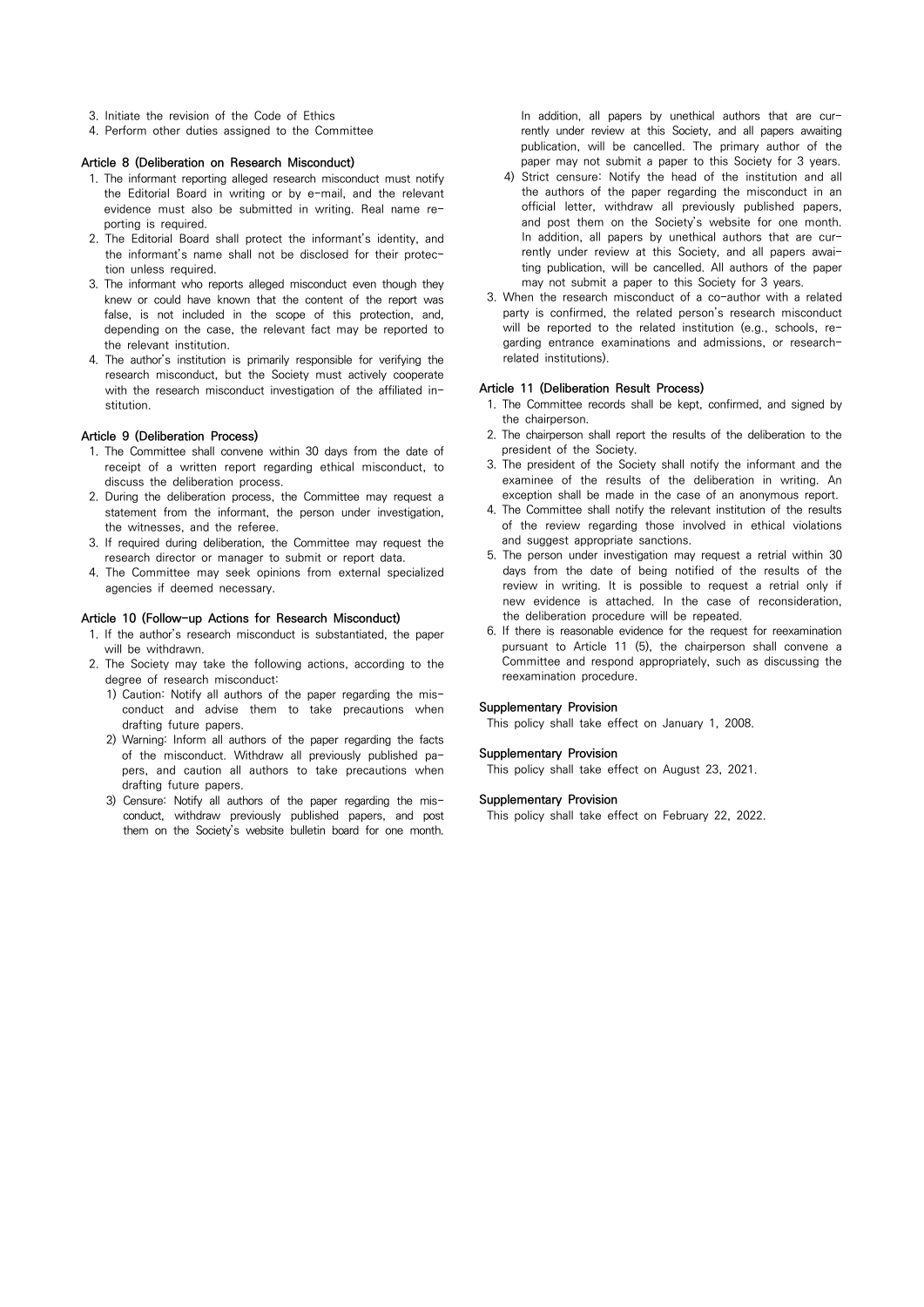3. Initiate the revision of the Code of Ethics
4. Perform other duties assigned to the Committee

### Article 8 (Deliberation on Research Misconduct)

1. The informant reporting alleged research misconduct must notify the Editorial Board in writing or by e-mail, and the relevant evidence must also be submitted in writing. Real name reporting is required.
2. The Editorial Board shall protect the informant's identity, and the informant's name shall not be disclosed for their protection unless required.
3. The informant who reports alleged misconduct even though they knew or could have known that the content of the report was false, is not included in the scope of this protection, and, depending on the case, the relevant fact may be reported to the relevant institution.
4. The author's institution is primarily responsible for verifying the research misconduct, but the Society must actively cooperate with the research misconduct investigation of the affiliated institution.

### Article 9 (Deliberation Process)

1. The Committee shall convene within 30 days from the date of receipt of a written report regarding ethical misconduct, to discuss the deliberation process.
2. During the deliberation process, the Committee may request a statement from the informant, the person under investigation, the witnesses, and the referee.
3. If required during deliberation, the Committee may request the research director or manager to submit or report data.
4. The Committee may seek opinions from external specialized agencies if deemed necessary.

### Article 10 (Follow-up Actions for Research Misconduct)

1. If the author's research misconduct is substantiated, the paper will be withdrawn.
2. The Society may take the following actions, according to the degree of research misconduct:
   1) Caution: Notify all authors of the paper regarding the misconduct and advise them to take precautions when drafting future papers.
   2) Warning: Inform all authors of the paper regarding the facts of the misconduct. Withdraw all previously published papers, and caution all authors to take precautions when drafting future papers.
   3) Censure: Notify all authors of the paper regarding the misconduct, withdraw previously published papers, and post them on the Society's website bulletin board for one month. In addition, all papers by unethical authors that are currently under review at this Society, and all papers awaiting publication, will be cancelled. The primary author of the paper may not submit a paper to this Society for 3 years.
   4) Strict censure: Notify the head of the institution and all the authors of the paper regarding the misconduct in an official letter, withdraw all previously published papers, and post them on the Society's website for one month. In addition, all papers by unethical authors that are currently under review at this Society, and all papers awaiting publication, will be cancelled. All authors of the paper may not submit a paper to this Society for 3 years.
3. When the research misconduct of a co-author with a related party is confirmed, the related person's research misconduct will be reported to the related institution (e.g., schools, regarding entrance examinations and admissions, or research-related institutions).

### Article 11 (Deliberation Result Process)

1. The Committee records shall be kept, confirmed, and signed by the chairperson.
2. The chairperson shall report the results of the deliberation to the president of the Society.
3. The president of the Society shall notify the informant and the examinee of the results of the deliberation in writing. An exception shall be made in the case of an anonymous report.
4. The Committee shall notify the relevant institution of the results of the review regarding those involved in ethical violations and suggest appropriate sanctions.
5. The person under investigation may request a retrial within 30 days from the date of being notified of the results of the review in writing. It is possible to request a retrial only if new evidence is attached. In the case of reconsideration, the deliberation procedure will be repeated.
6. If there is reasonable evidence for the request for reexamination pursuant to Article 11 (5), the chairperson shall convene a Committee and respond appropriately, such as discussing the reexamination procedure.

### Supplementary Provision

This policy shall take effect on January 1, 2008.

### Supplementary Provision

This policy shall take effect on August 23, 2021.

### Supplementary Provision

This policy shall take effect on February 22, 2022.